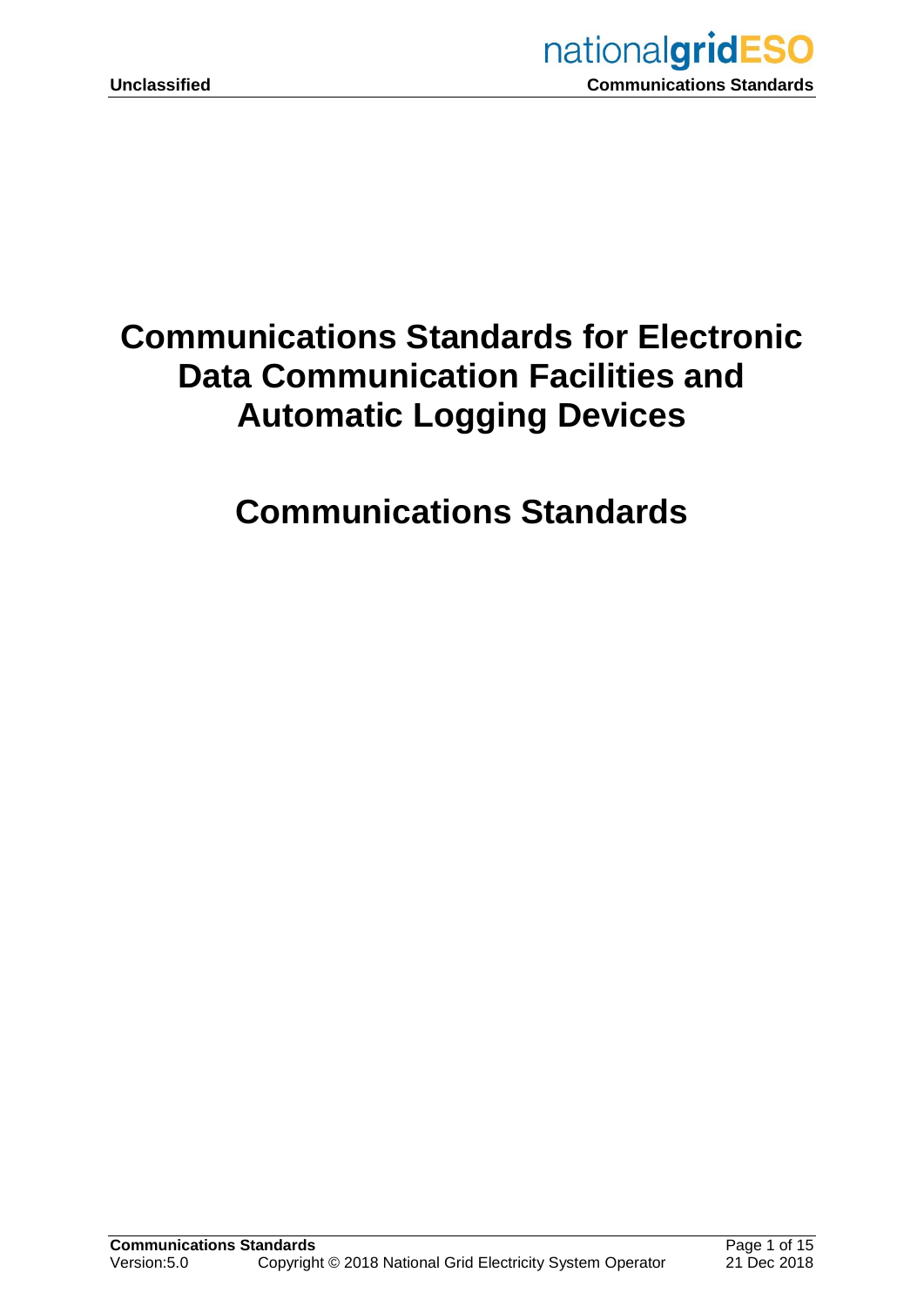# Communications Standards for Electronic Data Communication Facilities and Automatic Logging Devices

# Communications Standards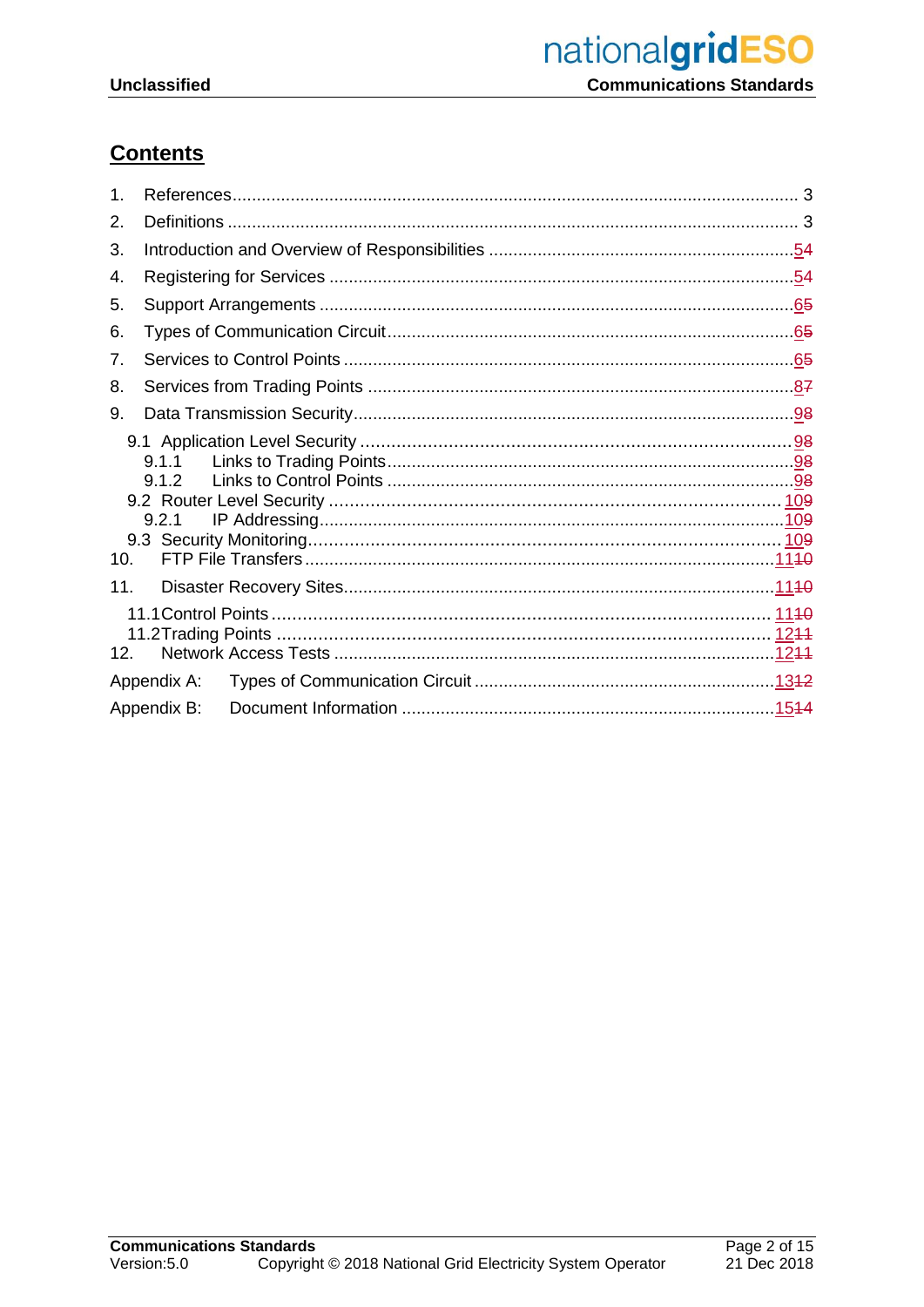# Contents

1. References .......... 3
2. Definitions .......... 3
3. Introduction and Overview of Responsibilities .......... 5~~4~~
4. Registering for Services .......... 5~~4~~
5. Support Arrangements .......... 6~~5~~
6. Types of Communication Circuit .......... 6~~5~~
7. Services to Control Points .......... 6~~5~~
8. Services from Trading Points .......... 8~~7~~
9. Data Transmission Security .......... 9~~8~~
   - 9.1 Application Level Security .......... 9~~8~~
     - 9.1.1 Links to Trading Points .......... 9~~8~~
     - 9.1.2 Links to Control Points .......... 9~~8~~
   - 9.2 Router Level Security .......... 10~~9~~
     - 9.2.1 IP Addressing .......... 10~~9~~
   - 9.3 Security Monitoring .......... 10~~9~~
10. FTP File Transfers .......... 11~~10~~
11. Disaster Recovery Sites .......... 11~~10~~
    - 11.1 Control Points .......... 11~~10~~
    - 11.2 Trading Points .......... 12~~11~~
12. Network Access Tests .......... 12~~11~~

Appendix A: Types of Communication Circuit .......... 13~~12~~

Appendix B: Document Information .......... 15~~14~~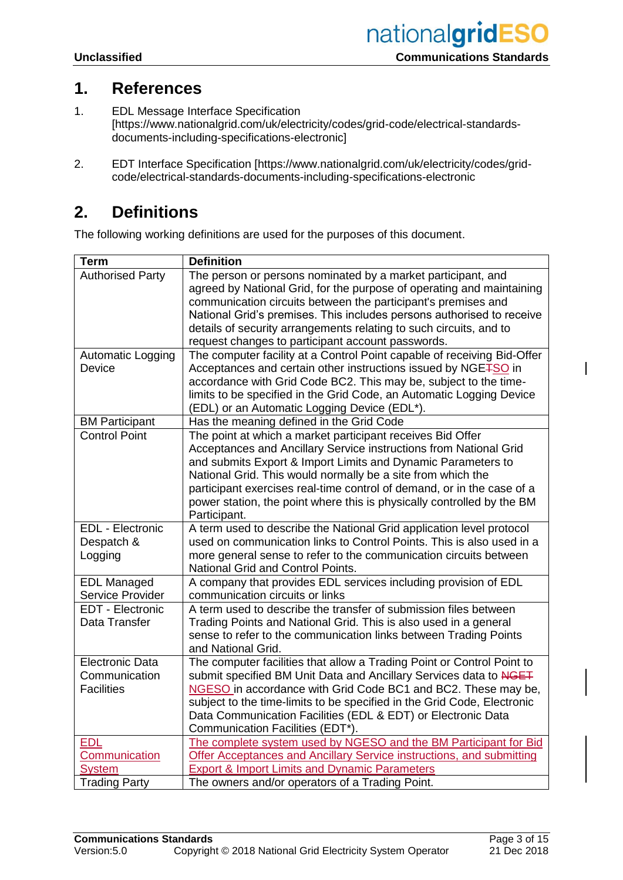# 1. References

1. EDL Message Interface Specification [https://www.nationalgrid.com/uk/electricity/codes/grid-code/electrical-standards-documents-including-specifications-electronic]

2. EDT Interface Specification [https://www.nationalgrid.com/uk/electricity/codes/grid-code/electrical-standards-documents-including-specifications-electronic

# 2. Definitions

The following working definitions are used for the purposes of this document.

| Term | Definition |
|---|---|
| Authorised Party | The person or persons nominated by a market participant, and agreed by National Grid, for the purpose of operating and maintaining communication circuits between the participant's premises and National Grid's premises. This includes persons authorised to receive details of security arrangements relating to such circuits, and to request changes to participant account passwords. |
| Automatic Logging Device | The computer facility at a Control Point capable of receiving Bid-Offer Acceptances and certain other instructions issued by NGE~~T~~SO in accordance with Grid Code BC2. This may be, subject to the time-limits to be specified in the Grid Code, an Automatic Logging Device (EDL) or an Automatic Logging Device (EDL*). |
| BM Participant | Has the meaning defined in the Grid Code |
| Control Point | The point at which a market participant receives Bid Offer Acceptances and Ancillary Service instructions from National Grid and submits Export & Import Limits and Dynamic Parameters to National Grid. This would normally be a site from which the participant exercises real-time control of demand, or in the case of a power station, the point where this is physically controlled by the BM Participant. |
| EDL - Electronic Despatch & Logging | A term used to describe the National Grid application level protocol used on communication links to Control Points. This is also used in a more general sense to refer to the communication circuits between National Grid and Control Points. |
| EDL Managed Service Provider | A company that provides EDL services including provision of EDL communication circuits or links |
| EDT - Electronic Data Transfer | A term used to describe the transfer of submission files between Trading Points and National Grid. This is also used in a general sense to refer to the communication links between Trading Points and National Grid. |
| Electronic Data Communication Facilities | The computer facilities that allow a Trading Point or Control Point to submit specified BM Unit Data and Ancillary Services data to ~~NGET~~ NGESO in accordance with Grid Code BC1 and BC2. These may be, subject to the time-limits to be specified in the Grid Code, Electronic Data Communication Facilities (EDL & EDT) or Electronic Data Communication Facilities (EDT*). |
| EDL Communication System | The complete system used by NGESO and the BM Participant for Bid Offer Acceptances and Ancillary Service instructions, and submitting Export & Import Limits and Dynamic Parameters |
| Trading Party | The owners and/or operators of a Trading Point. |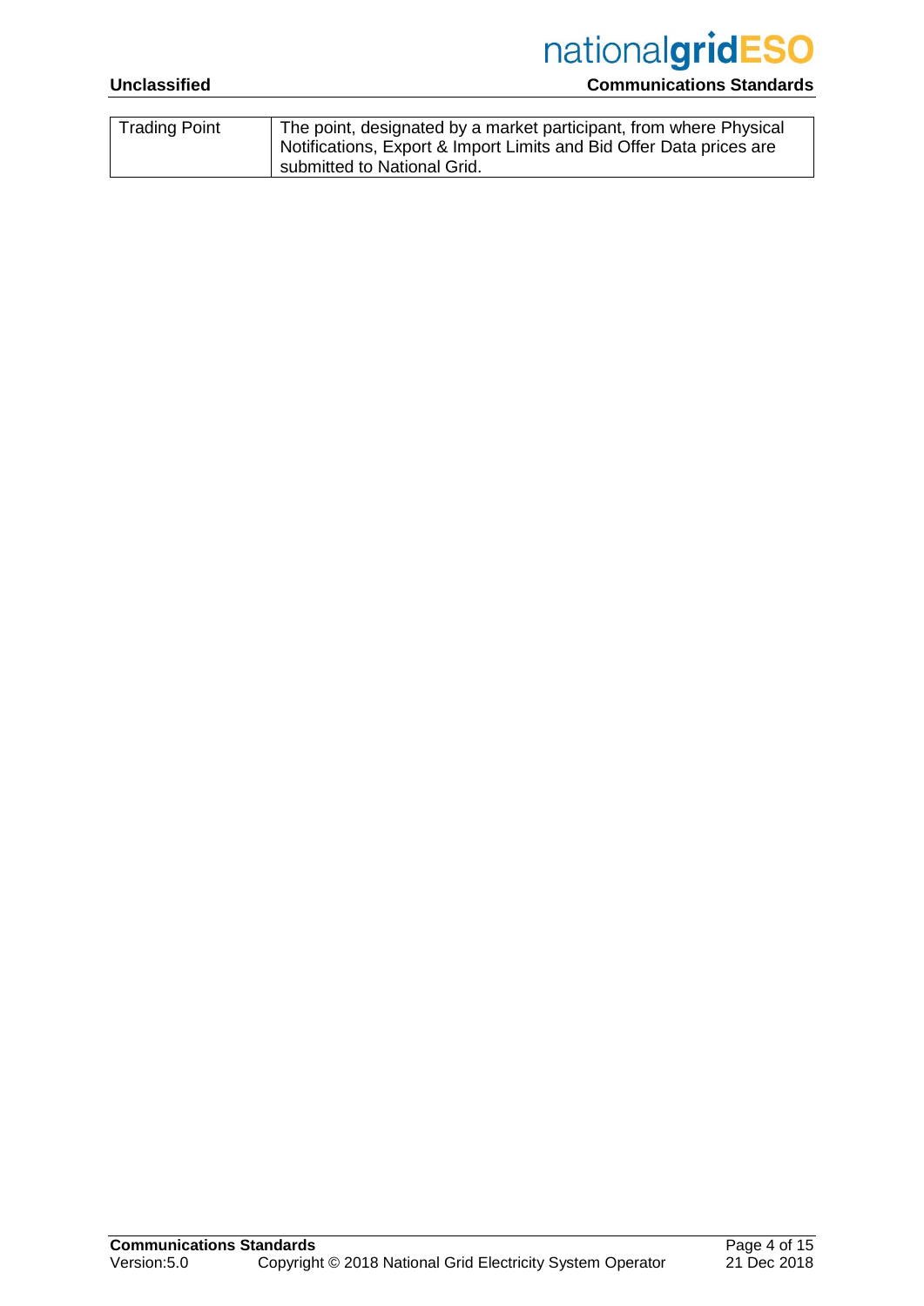| Trading Point | The point, designated by a market participant, from where Physical Notifications, Export & Import Limits and Bid Offer Data prices are submitted to National Grid. |
|---|---|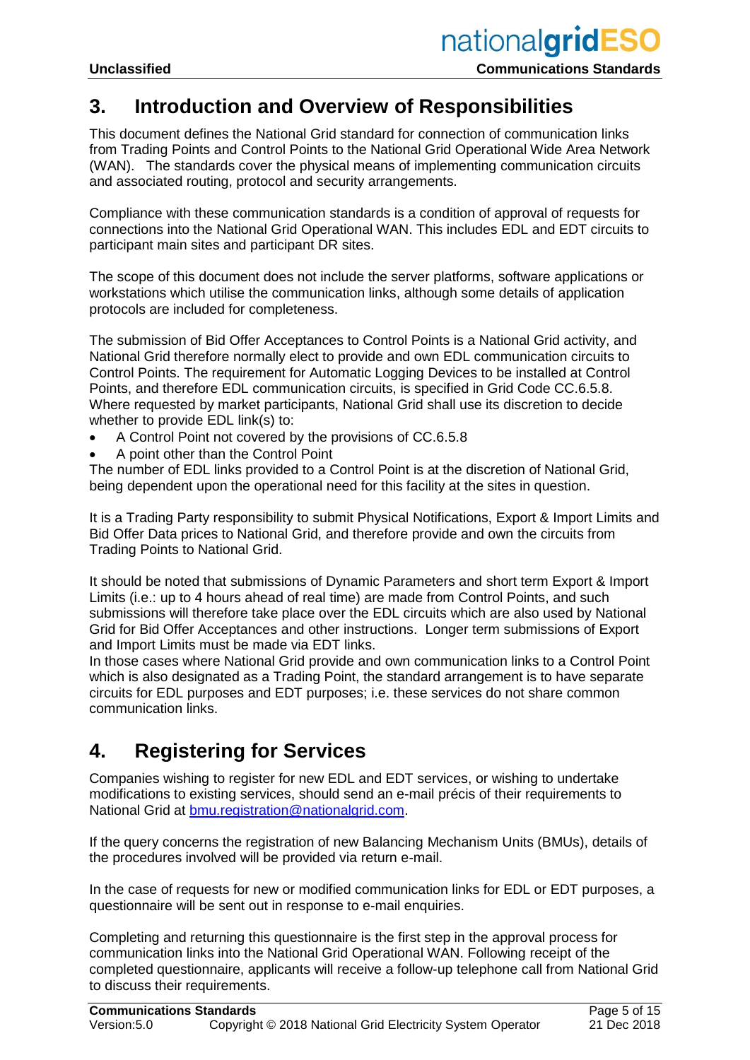## 3. Introduction and Overview of Responsibilities

This document defines the National Grid standard for connection of communication links from Trading Points and Control Points to the National Grid Operational Wide Area Network (WAN). The standards cover the physical means of implementing communication circuits and associated routing, protocol and security arrangements.

Compliance with these communication standards is a condition of approval of requests for connections into the National Grid Operational WAN. This includes EDL and EDT circuits to participant main sites and participant DR sites.

The scope of this document does not include the server platforms, software applications or workstations which utilise the communication links, although some details of application protocols are included for completeness.

The submission of Bid Offer Acceptances to Control Points is a National Grid activity, and National Grid therefore normally elect to provide and own EDL communication circuits to Control Points. The requirement for Automatic Logging Devices to be installed at Control Points, and therefore EDL communication circuits, is specified in Grid Code CC.6.5.8. Where requested by market participants, National Grid shall use its discretion to decide whether to provide EDL link(s) to:

- A Control Point not covered by the provisions of CC.6.5.8
- A point other than the Control Point

The number of EDL links provided to a Control Point is at the discretion of National Grid, being dependent upon the operational need for this facility at the sites in question.

It is a Trading Party responsibility to submit Physical Notifications, Export & Import Limits and Bid Offer Data prices to National Grid, and therefore provide and own the circuits from Trading Points to National Grid.

It should be noted that submissions of Dynamic Parameters and short term Export & Import Limits (i.e.: up to 4 hours ahead of real time) are made from Control Points, and such submissions will therefore take place over the EDL circuits which are also used by National Grid for Bid Offer Acceptances and other instructions. Longer term submissions of Export and Import Limits must be made via EDT links.
In those cases where National Grid provide and own communication links to a Control Point which is also designated as a Trading Point, the standard arrangement is to have separate circuits for EDL purposes and EDT purposes; i.e. these services do not share common communication links.

## 4. Registering for Services

Companies wishing to register for new EDL and EDT services, or wishing to undertake modifications to existing services, should send an e-mail précis of their requirements to National Grid at bmu.registration@nationalgrid.com.

If the query concerns the registration of new Balancing Mechanism Units (BMUs), details of the procedures involved will be provided via return e-mail.

In the case of requests for new or modified communication links for EDL or EDT purposes, a questionnaire will be sent out in response to e-mail enquiries.

Completing and returning this questionnaire is the first step in the approval process for communication links into the National Grid Operational WAN. Following receipt of the completed questionnaire, applicants will receive a follow-up telephone call from National Grid to discuss their requirements.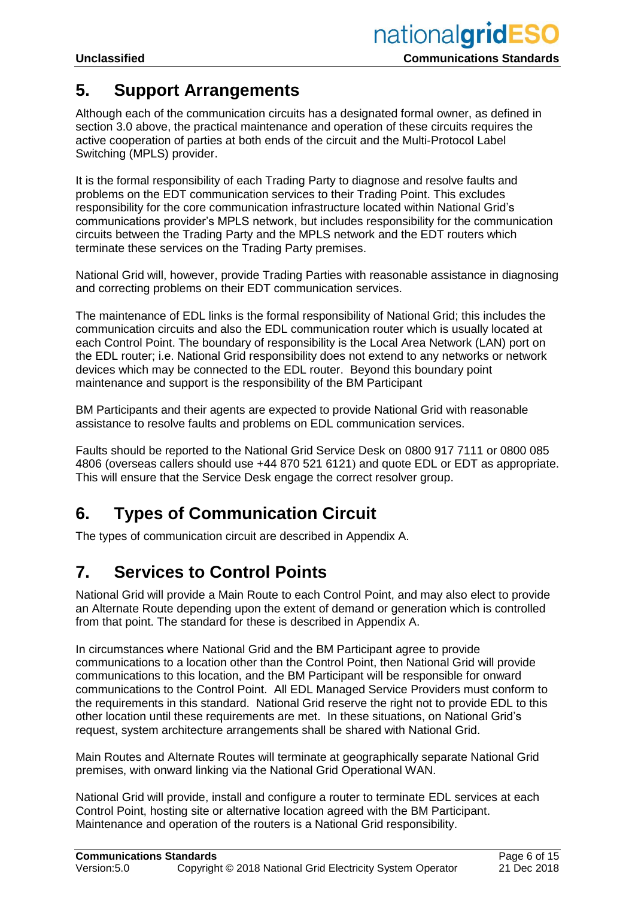## 5. Support Arrangements

Although each of the communication circuits has a designated formal owner, as defined in section 3.0 above, the practical maintenance and operation of these circuits requires the active cooperation of parties at both ends of the circuit and the Multi-Protocol Label Switching (MPLS) provider.

It is the formal responsibility of each Trading Party to diagnose and resolve faults and problems on the EDT communication services to their Trading Point. This excludes responsibility for the core communication infrastructure located within National Grid's communications provider's MPLS network, but includes responsibility for the communication circuits between the Trading Party and the MPLS network and the EDT routers which terminate these services on the Trading Party premises.

National Grid will, however, provide Trading Parties with reasonable assistance in diagnosing and correcting problems on their EDT communication services.

The maintenance of EDL links is the formal responsibility of National Grid; this includes the communication circuits and also the EDL communication router which is usually located at each Control Point. The boundary of responsibility is the Local Area Network (LAN) port on the EDL router; i.e. National Grid responsibility does not extend to any networks or network devices which may be connected to the EDL router. Beyond this boundary point maintenance and support is the responsibility of the BM Participant

BM Participants and their agents are expected to provide National Grid with reasonable assistance to resolve faults and problems on EDL communication services.

Faults should be reported to the National Grid Service Desk on 0800 917 7111 or 0800 085 4806 (overseas callers should use +44 870 521 6121) and quote EDL or EDT as appropriate. This will ensure that the Service Desk engage the correct resolver group.

## 6. Types of Communication Circuit

The types of communication circuit are described in Appendix A.

## 7. Services to Control Points

National Grid will provide a Main Route to each Control Point, and may also elect to provide an Alternate Route depending upon the extent of demand or generation which is controlled from that point. The standard for these is described in Appendix A.

In circumstances where National Grid and the BM Participant agree to provide communications to a location other than the Control Point, then National Grid will provide communications to this location, and the BM Participant will be responsible for onward communications to the Control Point. All EDL Managed Service Providers must conform to the requirements in this standard. National Grid reserve the right not to provide EDL to this other location until these requirements are met. In these situations, on National Grid's request, system architecture arrangements shall be shared with National Grid.

Main Routes and Alternate Routes will terminate at geographically separate National Grid premises, with onward linking via the National Grid Operational WAN.

National Grid will provide, install and configure a router to terminate EDL services at each Control Point, hosting site or alternative location agreed with the BM Participant. Maintenance and operation of the routers is a National Grid responsibility.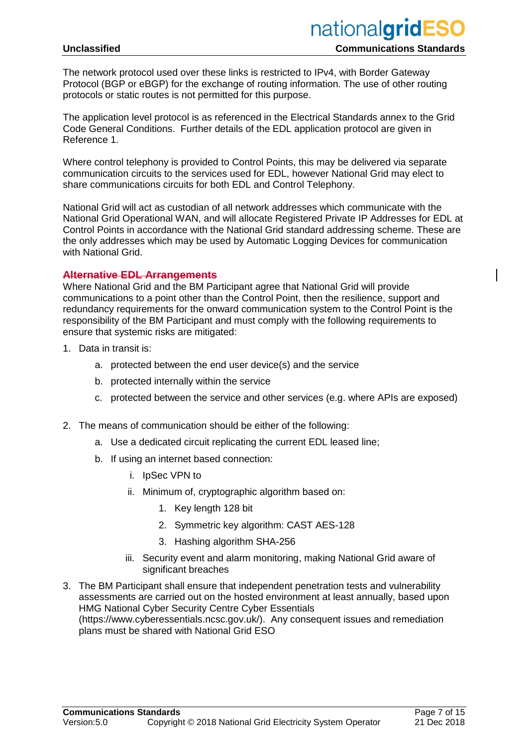The network protocol used over these links is restricted to IPv4, with Border Gateway Protocol (BGP or eBGP) for the exchange of routing information. The use of other routing protocols or static routes is not permitted for this purpose.

The application level protocol is as referenced in the Electrical Standards annex to the Grid Code General Conditions. Further details of the EDL application protocol are given in Reference 1.

Where control telephony is provided to Control Points, this may be delivered via separate communication circuits to the services used for EDL, however National Grid may elect to share communications circuits for both EDL and Control Telephony.

National Grid will act as custodian of all network addresses which communicate with the National Grid Operational WAN, and will allocate Registered Private IP Addresses for EDL at Control Points in accordance with the National Grid standard addressing scheme. These are the only addresses which may be used by Automatic Logging Devices for communication with National Grid.

**~~Alternative EDL Arrangements~~**

Where National Grid and the BM Participant agree that National Grid will provide communications to a point other than the Control Point, then the resilience, support and redundancy requirements for the onward communication system to the Control Point is the responsibility of the BM Participant and must comply with the following requirements to ensure that systemic risks are mitigated:

1. Data in transit is:
    a. protected between the end user device(s) and the service
    b. protected internally within the service
    c. protected between the service and other services (e.g. where APIs are exposed)

2. The means of communication should be either of the following:
    a. Use a dedicated circuit replicating the current EDL leased line;
    b. If using an internet based connection:
        i. IpSec VPN to
        ii. Minimum of, cryptographic algorithm based on:
            1. Key length 128 bit
            2. Symmetric key algorithm: CAST AES-128
            3. Hashing algorithm SHA-256
        iii. Security event and alarm monitoring, making National Grid aware of significant breaches

3. The BM Participant shall ensure that independent penetration tests and vulnerability assessments are carried out on the hosted environment at least annually, based upon HMG National Cyber Security Centre Cyber Essentials (https://www.cyberessentials.ncsc.gov.uk/). Any consequent issues and remediation plans must be shared with National Grid ESO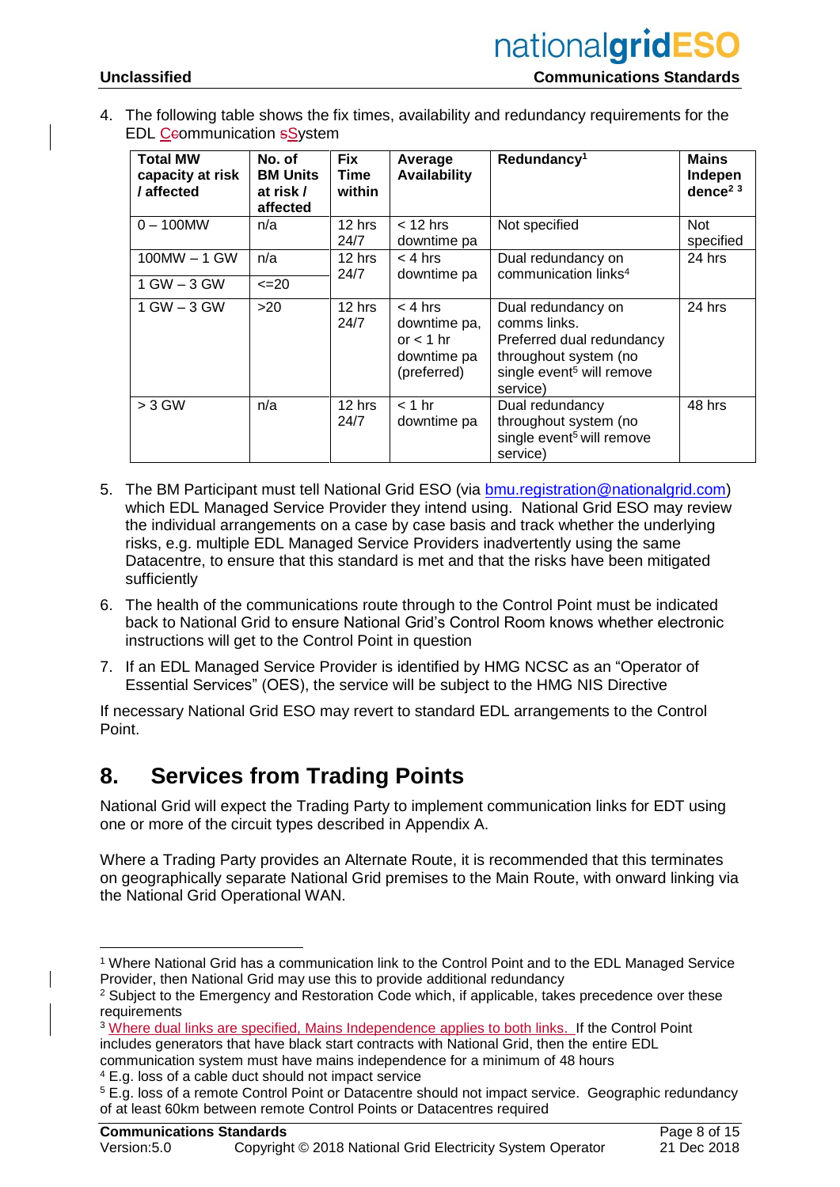4. The following table shows the fix times, availability and redundancy requirements for the EDL Communication System

| Total MW capacity at risk / affected | No. of BM Units at risk / affected | Fix Time within | Average Availability | Redundancy[1] | Mains Independence[2] [3] |
|---|---|---|---|---|---|
| 0 – 100MW | n/a | 12 hrs 24/7 | < 12 hrs downtime pa | Not specified | Not specified |
| 100MW – 1 GW | n/a | 12 hrs 24/7 | < 4 hrs downtime pa | Dual redundancy on communication links[4] | 24 hrs |
| 1 GW – 3 GW | <=20 | | | | |
| 1 GW – 3 GW | >20 | 12 hrs 24/7 | < 4 hrs downtime pa, or < 1 hr downtime pa (preferred) | Dual redundancy on comms links. Preferred dual redundancy throughout system (no single event[5] will remove service) | 24 hrs |
| > 3 GW | n/a | 12 hrs 24/7 | < 1 hr downtime pa | Dual redundancy throughout system (no single event[5] will remove service) | 48 hrs |

5. The BM Participant must tell National Grid ESO (via bmu.registration@nationalgrid.com) which EDL Managed Service Provider they intend using. National Grid ESO may review the individual arrangements on a case by case basis and track whether the underlying risks, e.g. multiple EDL Managed Service Providers inadvertently using the same Datacentre, to ensure that this standard is met and that the risks have been mitigated sufficiently
6. The health of the communications route through to the Control Point must be indicated back to National Grid to ensure National Grid's Control Room knows whether electronic instructions will get to the Control Point in question
7. If an EDL Managed Service Provider is identified by HMG NCSC as an "Operator of Essential Services" (OES), the service will be subject to the HMG NIS Directive

If necessary National Grid ESO may revert to standard EDL arrangements to the Control Point.

# 8. Services from Trading Points

National Grid will expect the Trading Party to implement communication links for EDT using one or more of the circuit types described in Appendix A.

Where a Trading Party provides an Alternate Route, it is recommended that this terminates on geographically separate National Grid premises to the Main Route, with onward linking via the National Grid Operational WAN.

---

[1] Where National Grid has a communication link to the Control Point and to the EDL Managed Service Provider, then National Grid may use this to provide additional redundancy

[2] Subject to the Emergency and Restoration Code which, if applicable, takes precedence over these requirements

[3] Where dual links are specified, Mains Independence applies to both links. If the Control Point includes generators that have black start contracts with National Grid, then the entire EDL communication system must have mains independence for a minimum of 48 hours

[4] E.g. loss of a cable duct should not impact service

[5] E.g. loss of a remote Control Point or Datacentre should not impact service. Geographic redundancy of at least 60km between remote Control Points or Datacentres required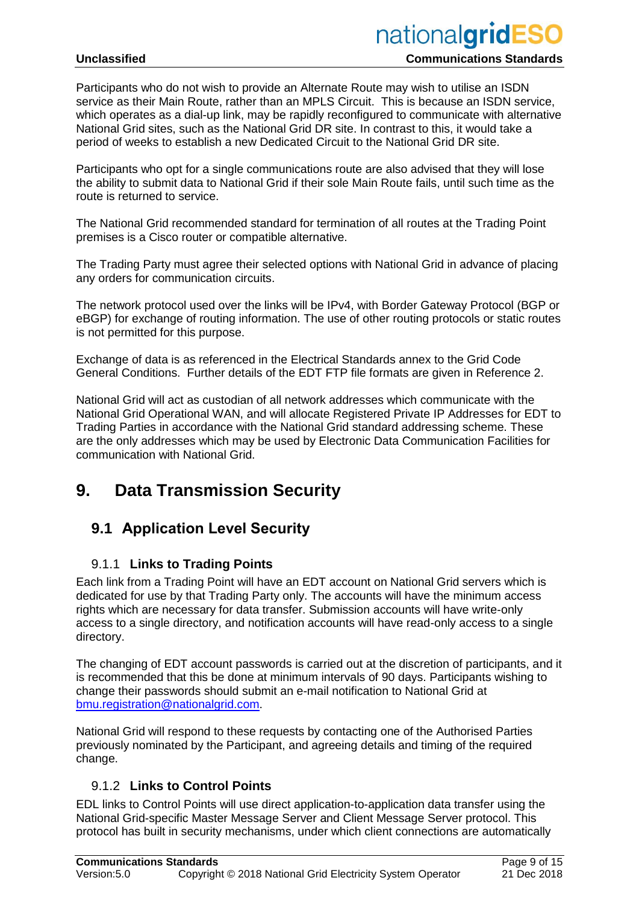Participants who do not wish to provide an Alternate Route may wish to utilise an ISDN service as their Main Route, rather than an MPLS Circuit. This is because an ISDN service, which operates as a dial-up link, may be rapidly reconfigured to communicate with alternative National Grid sites, such as the National Grid DR site. In contrast to this, it would take a period of weeks to establish a new Dedicated Circuit to the National Grid DR site.

Participants who opt for a single communications route are also advised that they will lose the ability to submit data to National Grid if their sole Main Route fails, until such time as the route is returned to service.

The National Grid recommended standard for termination of all routes at the Trading Point premises is a Cisco router or compatible alternative.

The Trading Party must agree their selected options with National Grid in advance of placing any orders for communication circuits.

The network protocol used over the links will be IPv4, with Border Gateway Protocol (BGP or eBGP) for exchange of routing information. The use of other routing protocols or static routes is not permitted for this purpose.

Exchange of data is as referenced in the Electrical Standards annex to the Grid Code General Conditions. Further details of the EDT FTP file formats are given in Reference 2.

National Grid will act as custodian of all network addresses which communicate with the National Grid Operational WAN, and will allocate Registered Private IP Addresses for EDT to Trading Parties in accordance with the National Grid standard addressing scheme. These are the only addresses which may be used by Electronic Data Communication Facilities for communication with National Grid.

# 9. Data Transmission Security

## 9.1 Application Level Security

### 9.1.1 Links to Trading Points

Each link from a Trading Point will have an EDT account on National Grid servers which is dedicated for use by that Trading Party only. The accounts will have the minimum access rights which are necessary for data transfer. Submission accounts will have write-only access to a single directory, and notification accounts will have read-only access to a single directory.

The changing of EDT account passwords is carried out at the discretion of participants, and it is recommended that this be done at minimum intervals of 90 days. Participants wishing to change their passwords should submit an e-mail notification to National Grid at bmu.registration@nationalgrid.com.

National Grid will respond to these requests by contacting one of the Authorised Parties previously nominated by the Participant, and agreeing details and timing of the required change.

### 9.1.2 Links to Control Points

EDL links to Control Points will use direct application-to-application data transfer using the National Grid-specific Master Message Server and Client Message Server protocol. This protocol has built in security mechanisms, under which client connections are automatically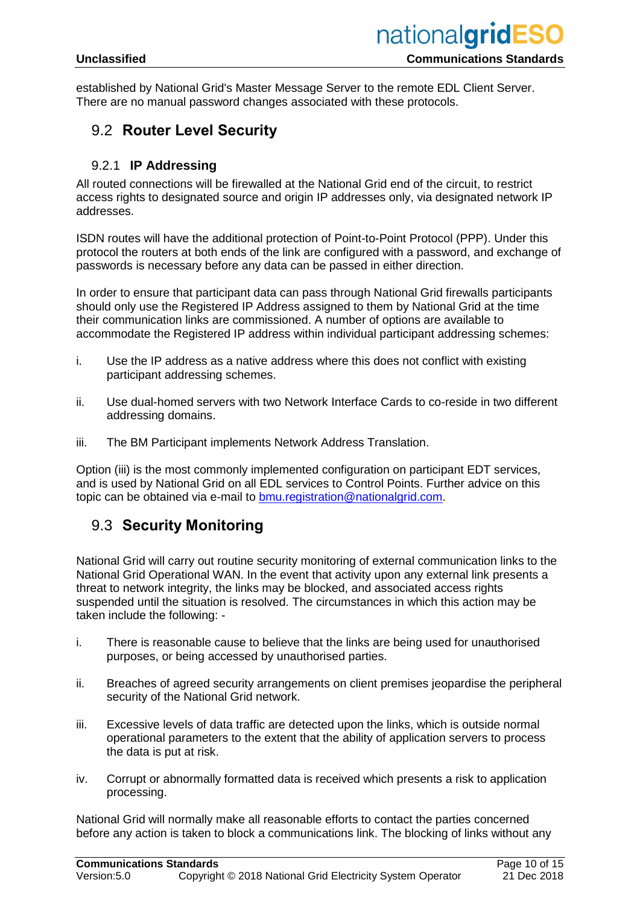established by National Grid's Master Message Server to the remote EDL Client Server. There are no manual password changes associated with these protocols.

## 9.2 Router Level Security

### 9.2.1 IP Addressing

All routed connections will be firewalled at the National Grid end of the circuit, to restrict access rights to designated source and origin IP addresses only, via designated network IP addresses.

ISDN routes will have the additional protection of Point-to-Point Protocol (PPP). Under this protocol the routers at both ends of the link are configured with a password, and exchange of passwords is necessary before any data can be passed in either direction.

In order to ensure that participant data can pass through National Grid firewalls participants should only use the Registered IP Address assigned to them by National Grid at the time their communication links are commissioned. A number of options are available to accommodate the Registered IP address within individual participant addressing schemes:

i. Use the IP address as a native address where this does not conflict with existing participant addressing schemes.

ii. Use dual-homed servers with two Network Interface Cards to co-reside in two different addressing domains.

iii. The BM Participant implements Network Address Translation.

Option (iii) is the most commonly implemented configuration on participant EDT services, and is used by National Grid on all EDL services to Control Points. Further advice on this topic can be obtained via e-mail to bmu.registration@nationalgrid.com.

## 9.3 Security Monitoring

National Grid will carry out routine security monitoring of external communication links to the National Grid Operational WAN. In the event that activity upon any external link presents a threat to network integrity, the links may be blocked, and associated access rights suspended until the situation is resolved. The circumstances in which this action may be taken include the following: -

i. There is reasonable cause to believe that the links are being used for unauthorised purposes, or being accessed by unauthorised parties.

ii. Breaches of agreed security arrangements on client premises jeopardise the peripheral security of the National Grid network.

iii. Excessive levels of data traffic are detected upon the links, which is outside normal operational parameters to the extent that the ability of application servers to process the data is put at risk.

iv. Corrupt or abnormally formatted data is received which presents a risk to application processing.

National Grid will normally make all reasonable efforts to contact the parties concerned before any action is taken to block a communications link. The blocking of links without any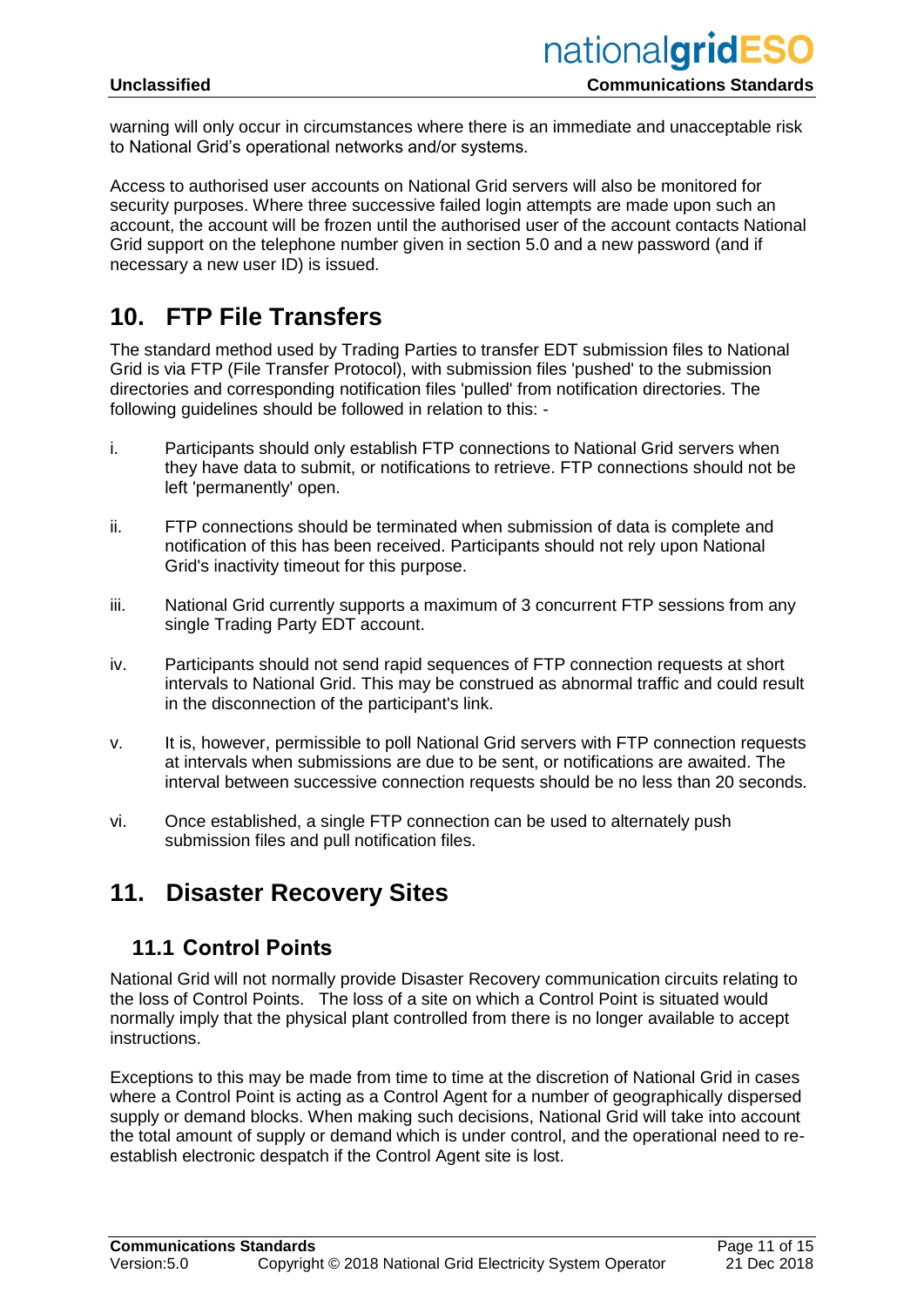warning will only occur in circumstances where there is an immediate and unacceptable risk to National Grid's operational networks and/or systems.

Access to authorised user accounts on National Grid servers will also be monitored for security purposes. Where three successive failed login attempts are made upon such an account, the account will be frozen until the authorised user of the account contacts National Grid support on the telephone number given in section 5.0 and a new password (and if necessary a new user ID) is issued.

# 10. FTP File Transfers

The standard method used by Trading Parties to transfer EDT submission files to National Grid is via FTP (File Transfer Protocol), with submission files 'pushed' to the submission directories and corresponding notification files 'pulled' from notification directories. The following guidelines should be followed in relation to this: -

i. Participants should only establish FTP connections to National Grid servers when they have data to submit, or notifications to retrieve. FTP connections should not be left 'permanently' open.

ii. FTP connections should be terminated when submission of data is complete and notification of this has been received. Participants should not rely upon National Grid's inactivity timeout for this purpose.

iii. National Grid currently supports a maximum of 3 concurrent FTP sessions from any single Trading Party EDT account.

iv. Participants should not send rapid sequences of FTP connection requests at short intervals to National Grid. This may be construed as abnormal traffic and could result in the disconnection of the participant's link.

v. It is, however, permissible to poll National Grid servers with FTP connection requests at intervals when submissions are due to be sent, or notifications are awaited. The interval between successive connection requests should be no less than 20 seconds.

vi. Once established, a single FTP connection can be used to alternately push submission files and pull notification files.

# 11. Disaster Recovery Sites

## 11.1 Control Points

National Grid will not normally provide Disaster Recovery communication circuits relating to the loss of Control Points. The loss of a site on which a Control Point is situated would normally imply that the physical plant controlled from there is no longer available to accept instructions.

Exceptions to this may be made from time to time at the discretion of National Grid in cases where a Control Point is acting as a Control Agent for a number of geographically dispersed supply or demand blocks. When making such decisions, National Grid will take into account the total amount of supply or demand which is under control, and the operational need to re-establish electronic despatch if the Control Agent site is lost.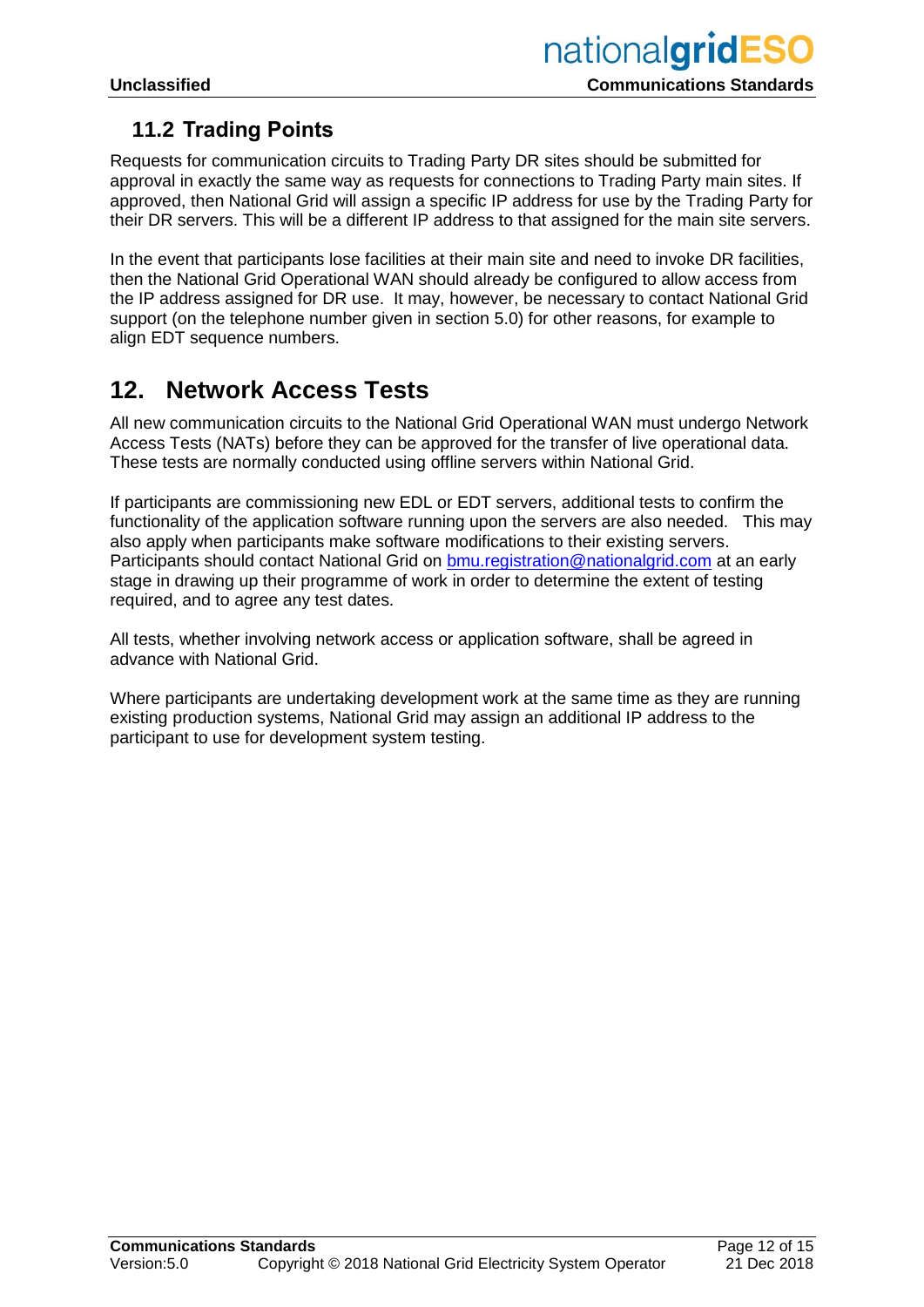## 11.2 Trading Points

Requests for communication circuits to Trading Party DR sites should be submitted for approval in exactly the same way as requests for connections to Trading Party main sites. If approved, then National Grid will assign a specific IP address for use by the Trading Party for their DR servers. This will be a different IP address to that assigned for the main site servers.

In the event that participants lose facilities at their main site and need to invoke DR facilities, then the National Grid Operational WAN should already be configured to allow access from the IP address assigned for DR use. It may, however, be necessary to contact National Grid support (on the telephone number given in section 5.0) for other reasons, for example to align EDT sequence numbers.

# 12. Network Access Tests

All new communication circuits to the National Grid Operational WAN must undergo Network Access Tests (NATs) before they can be approved for the transfer of live operational data. These tests are normally conducted using offline servers within National Grid.

If participants are commissioning new EDL or EDT servers, additional tests to confirm the functionality of the application software running upon the servers are also needed. This may also apply when participants make software modifications to their existing servers. Participants should contact National Grid on bmu.registration@nationalgrid.com at an early stage in drawing up their programme of work in order to determine the extent of testing required, and to agree any test dates.

All tests, whether involving network access or application software, shall be agreed in advance with National Grid.

Where participants are undertaking development work at the same time as they are running existing production systems, National Grid may assign an additional IP address to the participant to use for development system testing.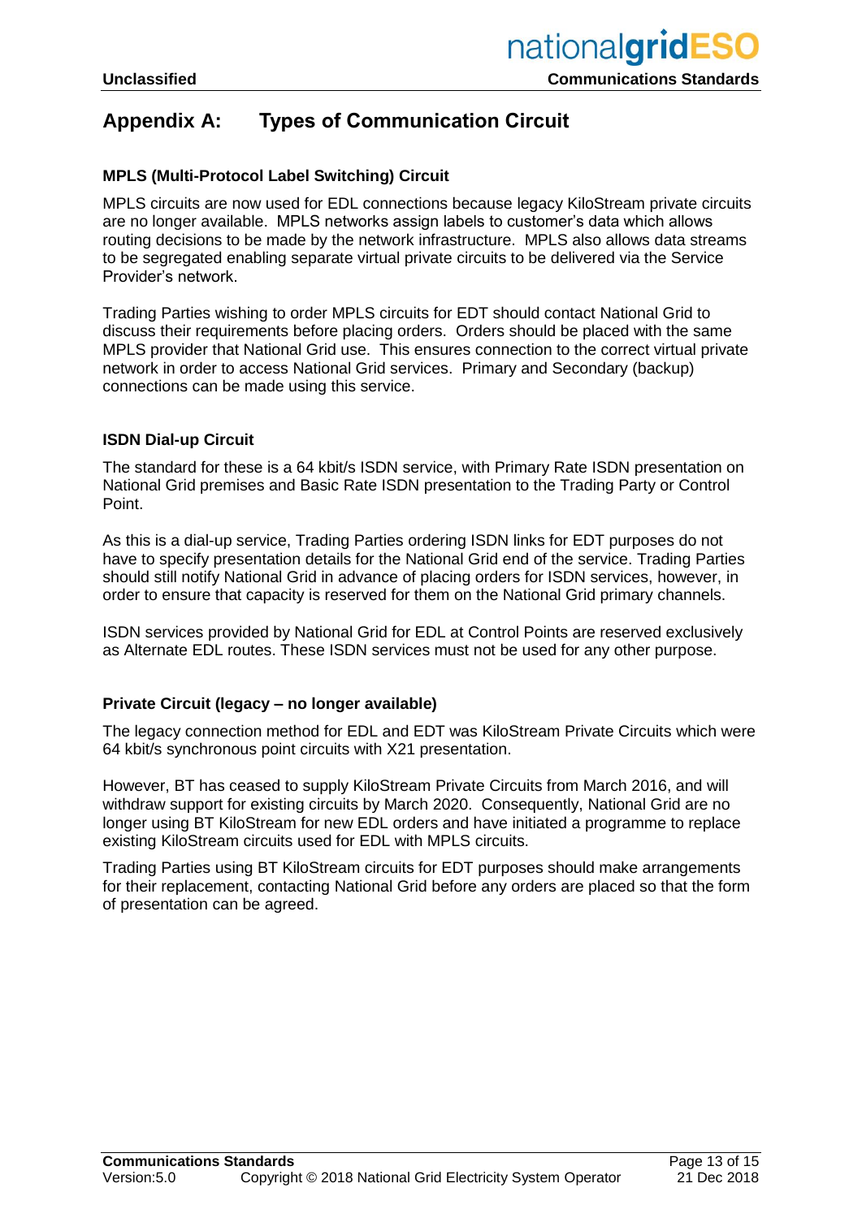# Appendix A: Types of Communication Circuit

### MPLS (Multi-Protocol Label Switching) Circuit

MPLS circuits are now used for EDL connections because legacy KiloStream private circuits are no longer available. MPLS networks assign labels to customer's data which allows routing decisions to be made by the network infrastructure. MPLS also allows data streams to be segregated enabling separate virtual private circuits to be delivered via the Service Provider's network.

Trading Parties wishing to order MPLS circuits for EDT should contact National Grid to discuss their requirements before placing orders. Orders should be placed with the same MPLS provider that National Grid use. This ensures connection to the correct virtual private network in order to access National Grid services. Primary and Secondary (backup) connections can be made using this service.

### ISDN Dial-up Circuit

The standard for these is a 64 kbit/s ISDN service, with Primary Rate ISDN presentation on National Grid premises and Basic Rate ISDN presentation to the Trading Party or Control Point.

As this is a dial-up service, Trading Parties ordering ISDN links for EDT purposes do not have to specify presentation details for the National Grid end of the service. Trading Parties should still notify National Grid in advance of placing orders for ISDN services, however, in order to ensure that capacity is reserved for them on the National Grid primary channels.

ISDN services provided by National Grid for EDL at Control Points are reserved exclusively as Alternate EDL routes. These ISDN services must not be used for any other purpose.

### Private Circuit (legacy – no longer available)

The legacy connection method for EDL and EDT was KiloStream Private Circuits which were 64 kbit/s synchronous point circuits with X21 presentation.

However, BT has ceased to supply KiloStream Private Circuits from March 2016, and will withdraw support for existing circuits by March 2020. Consequently, National Grid are no longer using BT KiloStream for new EDL orders and have initiated a programme to replace existing KiloStream circuits used for EDL with MPLS circuits.

Trading Parties using BT KiloStream circuits for EDT purposes should make arrangements for their replacement, contacting National Grid before any orders are placed so that the form of presentation can be agreed.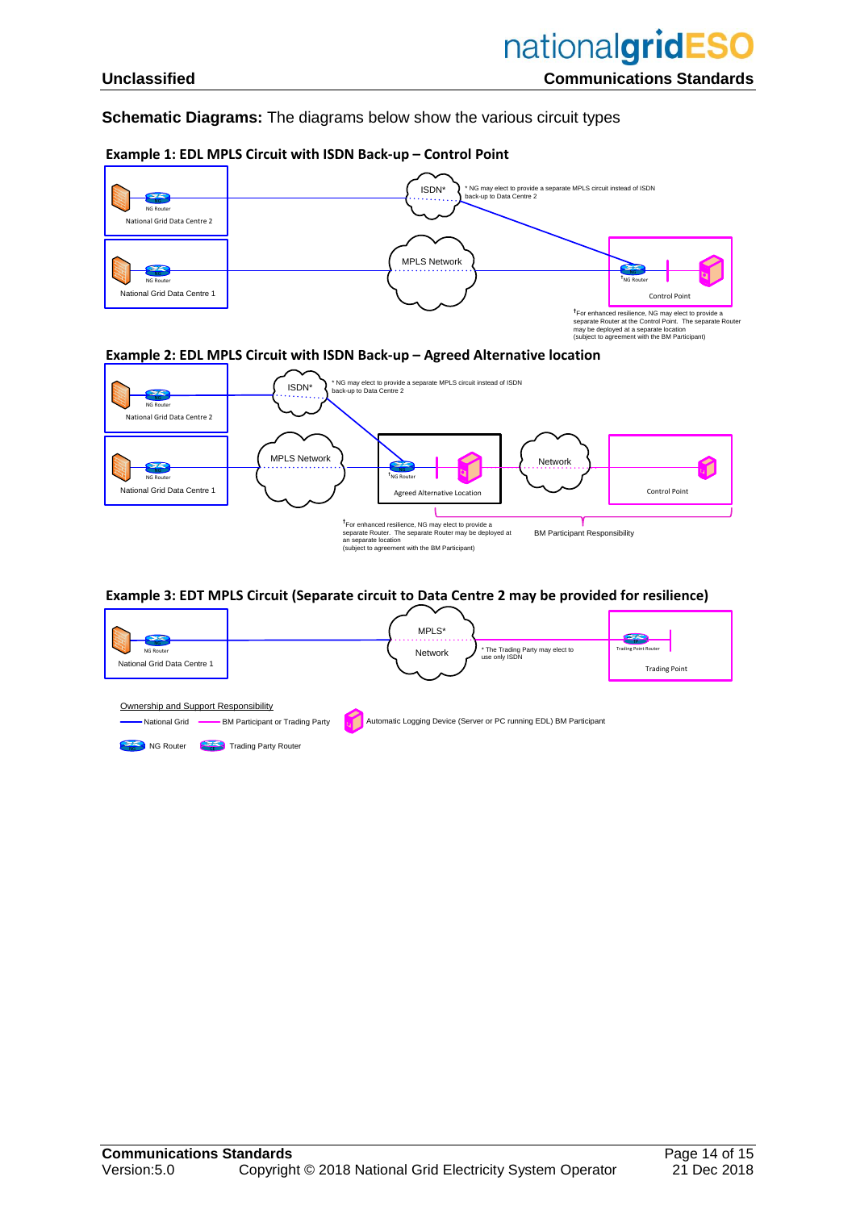**Schematic Diagrams:** The diagrams below show the various circuit types

**Example 1: EDL MPLS Circuit with ISDN Back-up – Control Point**

NG Router
National Grid Data Centre 2

NG Router
National Grid Data Centre 1

ISDN*

* NG may elect to provide a separate MPLS circuit instead of ISDN back-up to Data Centre 2

MPLS Network

†NG Router

Control Point

†For enhanced resilience, NG may elect to provide a separate Router at the Control Point. The separate Router may be deployed at a separate location (subject to agreement with the BM Participant)

**Example 2: EDL MPLS Circuit with ISDN Back-up – Agreed Alternative location**

NG Router
National Grid Data Centre 2

NG Router
National Grid Data Centre 1

ISDN*

* NG may elect to provide a separate MPLS circuit instead of ISDN back-up to Data Centre 2

MPLS Network

†NG Router

Agreed Alternative Location

Network

Control Point

†For enhanced resilience, NG may elect to provide a separate Router. The separate Router may be deployed at an separate location (subject to agreement with the BM Participant)

BM Participant Responsibility

**Example 3: EDT MPLS Circuit (Separate circuit to Data Centre 2 may be provided for resilience)**

NG Router
National Grid Data Centre 1

MPLS*
Network

* The Trading Party may elect to use only ISDN

Trading Point Router
Trading Point

Ownership and Support Responsibility

National Grid

BM Participant or Trading Party

Automatic Logging Device (Server or PC running EDL) BM Participant

NG Router

Trading Party Router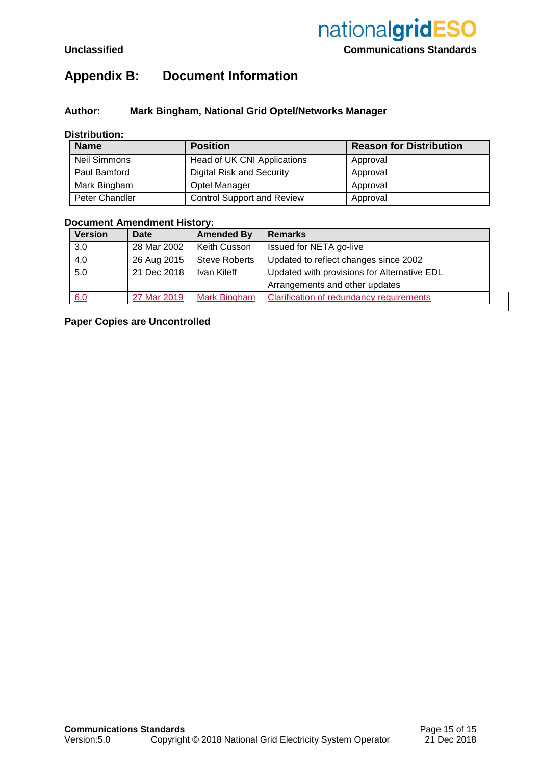## Appendix B: Document Information

**Author:** **Mark Bingham, National Grid Optel/Networks Manager**

**Distribution:**

| Name | Position | Reason for Distribution |
|---|---|---|
| Neil Simmons | Head of UK CNI Applications | Approval |
| Paul Bamford | Digital Risk and Security | Approval |
| Mark Bingham | Optel Manager | Approval |
| Peter Chandler | Control Support and Review | Approval |

**Document Amendment History:**

| Version | Date | Amended By | Remarks |
|---|---|---|---|
| 3.0 | 28 Mar 2002 | Keith Cusson | Issued for NETA go-live |
| 4.0 | 26 Aug 2015 | Steve Roberts | Updated to reflect changes since 2002 |
| 5.0 | 21 Dec 2018 | Ivan Kileff | Updated with provisions for Alternative EDL Arrangements and other updates |
| 6.0 | 27 Mar 2019 | Mark Bingham | Clarification of redundancy requirements |

**Paper Copies are Uncontrolled**